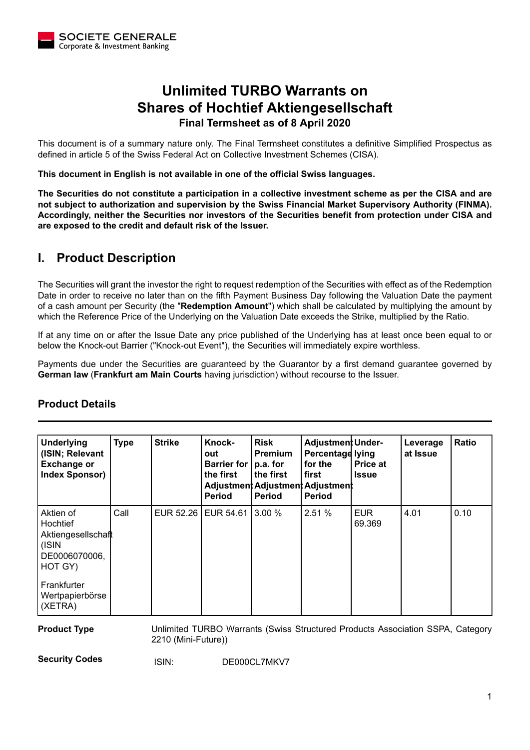SOCIETE GENERALE
Corporate & Investment Banking

# Unlimited TURBO Warrants on Shares of Hochtief Aktiengesellschaft

**Final Termsheet as of 8 April 2020**

This document is of a summary nature only. The Final Termsheet constitutes a definitive Simplified Prospectus as defined in article 5 of the Swiss Federal Act on Collective Investment Schemes (CISA).

**This document in English is not available in one of the official Swiss languages.**

**The Securities do not constitute a participation in a collective investment scheme as per the CISA and are not subject to authorization and supervision by the Swiss Financial Market Supervisory Authority (FINMA). Accordingly, neither the Securities nor investors of the Securities benefit from protection under CISA and are exposed to the credit and default risk of the Issuer.**

## I. Product Description

The Securities will grant the investor the right to request redemption of the Securities with effect as of the Redemption Date in order to receive no later than on the fifth Payment Business Day following the Valuation Date the payment of a cash amount per Security (the "**Redemption Amount**") which shall be calculated by multiplying the amount by which the Reference Price of the Underlying on the Valuation Date exceeds the Strike, multiplied by the Ratio.

If at any time on or after the Issue Date any price published of the Underlying has at least once been equal to or below the Knock-out Barrier ("Knock-out Event"), the Securities will immediately expire worthless.

Payments due under the Securities are guaranteed by the Guarantor by a first demand guarantee governed by **German law** (**Frankfurt am Main Courts** having jurisdiction) without recourse to the Issuer.

### Product Details

| Underlying (ISIN; Relevant Exchange or Index Sponsor) | Type | Strike | Knock-out Barrier for the first Adjustment Period | Risk Premium p.a. for the first Adjustment Period | Adjustment Percentage for the first Adjustment Period | Underlying Price at Issue | Leverage at Issue | Ratio |
|---|---|---|---|---|---|---|---|---|
| Aktien of Hochtief Aktiengesellschaft (ISIN DE0006070006, HOT GY) Frankfurter Wertpapierbörse (XETRA) | Call | EUR 52.26 | EUR 54.61 | 3.00 % | 2.51 % | EUR 69.369 | 4.01 | 0.10 |

**Product Type** Unlimited TURBO Warrants (Swiss Structured Products Association SSPA, Category 2210 (Mini-Future))

**Security Codes** ISIN: DE000CL7MKV7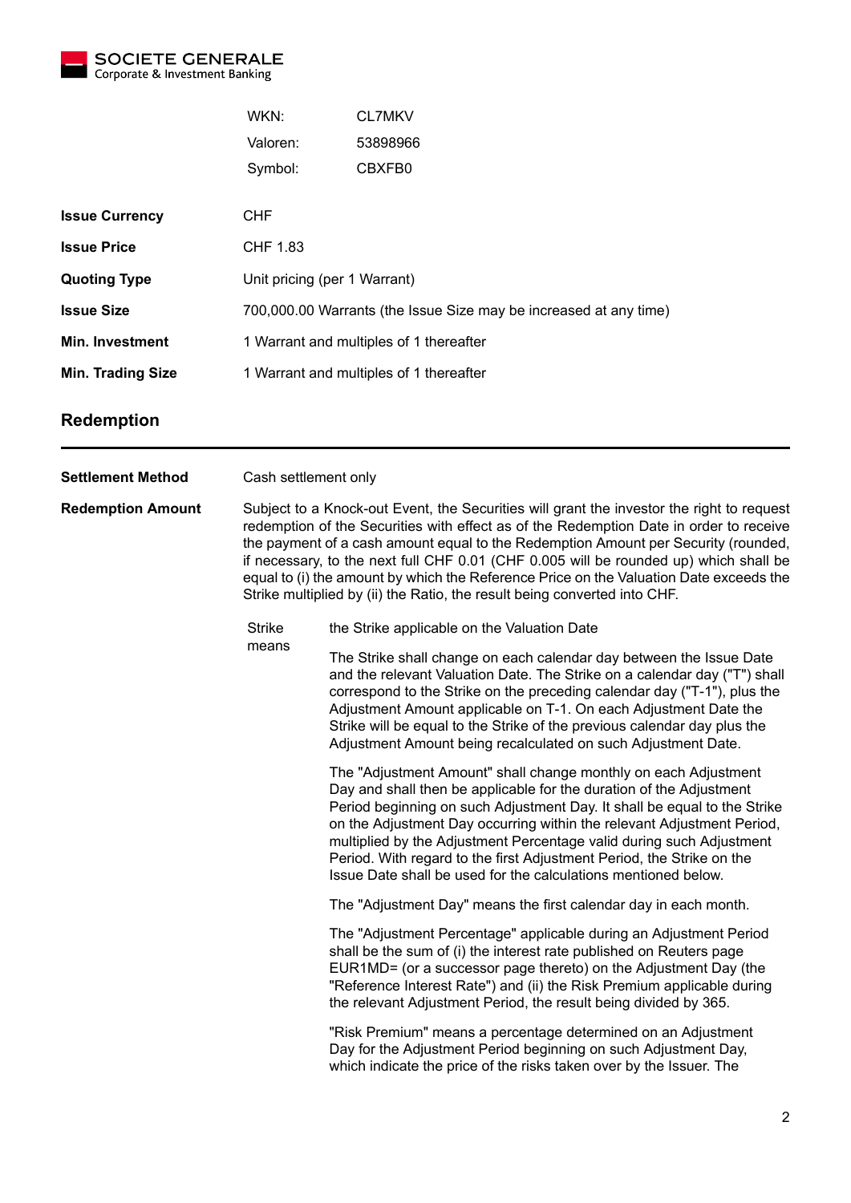| | |
|---|---|
| WKN: | CL7MKV |
| Valoren: | 53898966 |
| Symbol: | CBXFB0 |

| | |
|---|---|
| **Issue Currency** | CHF |
| **Issue Price** | CHF 1.83 |
| **Quoting Type** | Unit pricing (per 1 Warrant) |
| **Issue Size** | 700,000.00 Warrants (the Issue Size may be increased at any time) |
| **Min. Investment** | 1 Warrant and multiples of 1 thereafter |
| **Min. Trading Size** | 1 Warrant and multiples of 1 thereafter |

## Redemption

**Settlement Method** Cash settlement only

**Redemption Amount** Subject to a Knock-out Event, the Securities will grant the investor the right to request redemption of the Securities with effect as of the Redemption Date in order to receive the payment of a cash amount equal to the Redemption Amount per Security (rounded, if necessary, to the next full CHF 0.01 (CHF 0.005 will be rounded up) which shall be equal to (i) the amount by which the Reference Price on the Valuation Date exceeds the Strike multiplied by (ii) the Ratio, the result being converted into CHF.

Strike means the Strike applicable on the Valuation Date

The Strike shall change on each calendar day between the Issue Date and the relevant Valuation Date. The Strike on a calendar day ("T") shall correspond to the Strike on the preceding calendar day ("T-1"), plus the Adjustment Amount applicable on T-1. On each Adjustment Date the Strike will be equal to the Strike of the previous calendar day plus the Adjustment Amount being recalculated on such Adjustment Date.

The "Adjustment Amount" shall change monthly on each Adjustment Day and shall then be applicable for the duration of the Adjustment Period beginning on such Adjustment Day. It shall be equal to the Strike on the Adjustment Day occurring within the relevant Adjustment Period, multiplied by the Adjustment Percentage valid during such Adjustment Period. With regard to the first Adjustment Period, the Strike on the Issue Date shall be used for the calculations mentioned below.

The "Adjustment Day" means the first calendar day in each month.

The "Adjustment Percentage" applicable during an Adjustment Period shall be the sum of (i) the interest rate published on Reuters page EUR1MD= (or a successor page thereto) on the Adjustment Day (the "Reference Interest Rate") and (ii) the Risk Premium applicable during the relevant Adjustment Period, the result being divided by 365.

"Risk Premium" means a percentage determined on an Adjustment Day for the Adjustment Period beginning on such Adjustment Day, which indicate the price of the risks taken over by the Issuer. The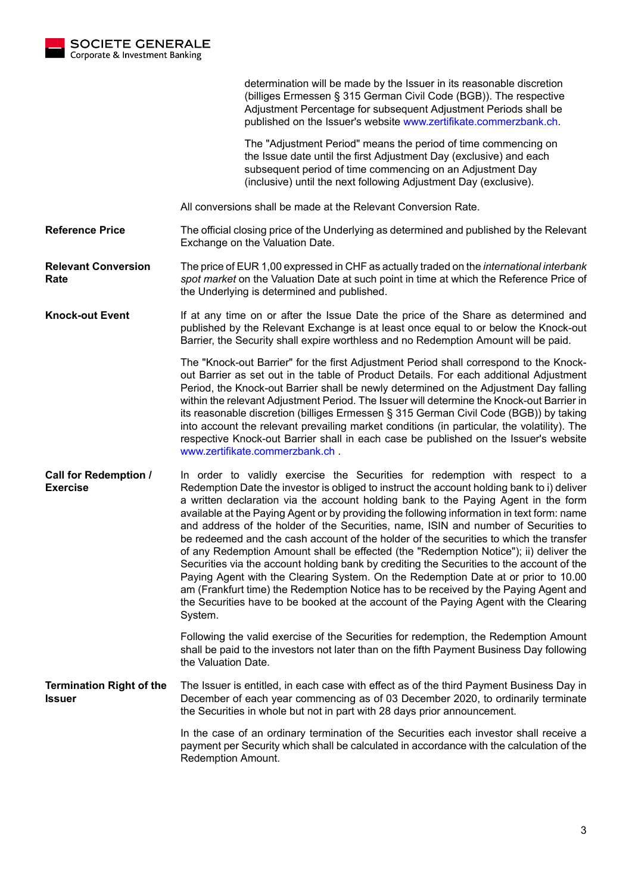determination will be made by the Issuer in its reasonable discretion (billiges Ermessen § 315 German Civil Code (BGB)). The respective Adjustment Percentage for subsequent Adjustment Periods shall be published on the Issuer's website www.zertifikate.commerzbank.ch.

The "Adjustment Period" means the period of time commencing on the Issue date until the first Adjustment Day (exclusive) and each subsequent period of time commencing on an Adjustment Day (inclusive) until the next following Adjustment Day (exclusive).

All conversions shall be made at the Relevant Conversion Rate.

**Reference Price**

The official closing price of the Underlying as determined and published by the Relevant Exchange on the Valuation Date.

**Relevant Conversion Rate**

The price of EUR 1,00 expressed in CHF as actually traded on the *international interbank spot market* on the Valuation Date at such point in time at which the Reference Price of the Underlying is determined and published.

**Knock-out Event**

If at any time on or after the Issue Date the price of the Share as determined and published by the Relevant Exchange is at least once equal to or below the Knock-out Barrier, the Security shall expire worthless and no Redemption Amount will be paid.

The "Knock-out Barrier" for the first Adjustment Period shall correspond to the Knock-out Barrier as set out in the table of Product Details. For each additional Adjustment Period, the Knock-out Barrier shall be newly determined on the Adjustment Day falling within the relevant Adjustment Period. The Issuer will determine the Knock-out Barrier in its reasonable discretion (billiges Ermessen § 315 German Civil Code (BGB)) by taking into account the relevant prevailing market conditions (in particular, the volatility). The respective Knock-out Barrier shall in each case be published on the Issuer's website www.zertifikate.commerzbank.ch .

**Call for Redemption / Exercise**

In order to validly exercise the Securities for redemption with respect to a Redemption Date the investor is obliged to instruct the account holding bank to i) deliver a written declaration via the account holding bank to the Paying Agent in the form available at the Paying Agent or by providing the following information in text form: name and address of the holder of the Securities, name, ISIN and number of Securities to be redeemed and the cash account of the holder of the securities to which the transfer of any Redemption Amount shall be effected (the "Redemption Notice"); ii) deliver the Securities via the account holding bank by crediting the Securities to the account of the Paying Agent with the Clearing System. On the Redemption Date at or prior to 10.00 am (Frankfurt time) the Redemption Notice has to be received by the Paying Agent and the Securities have to be booked at the account of the Paying Agent with the Clearing System.

Following the valid exercise of the Securities for redemption, the Redemption Amount shall be paid to the investors not later than on the fifth Payment Business Day following the Valuation Date.

**Termination Right of the Issuer**

The Issuer is entitled, in each case with effect as of the third Payment Business Day in December of each year commencing as of 03 December 2020, to ordinarily terminate the Securities in whole but not in part with 28 days prior announcement.

In the case of an ordinary termination of the Securities each investor shall receive a payment per Security which shall be calculated in accordance with the calculation of the Redemption Amount.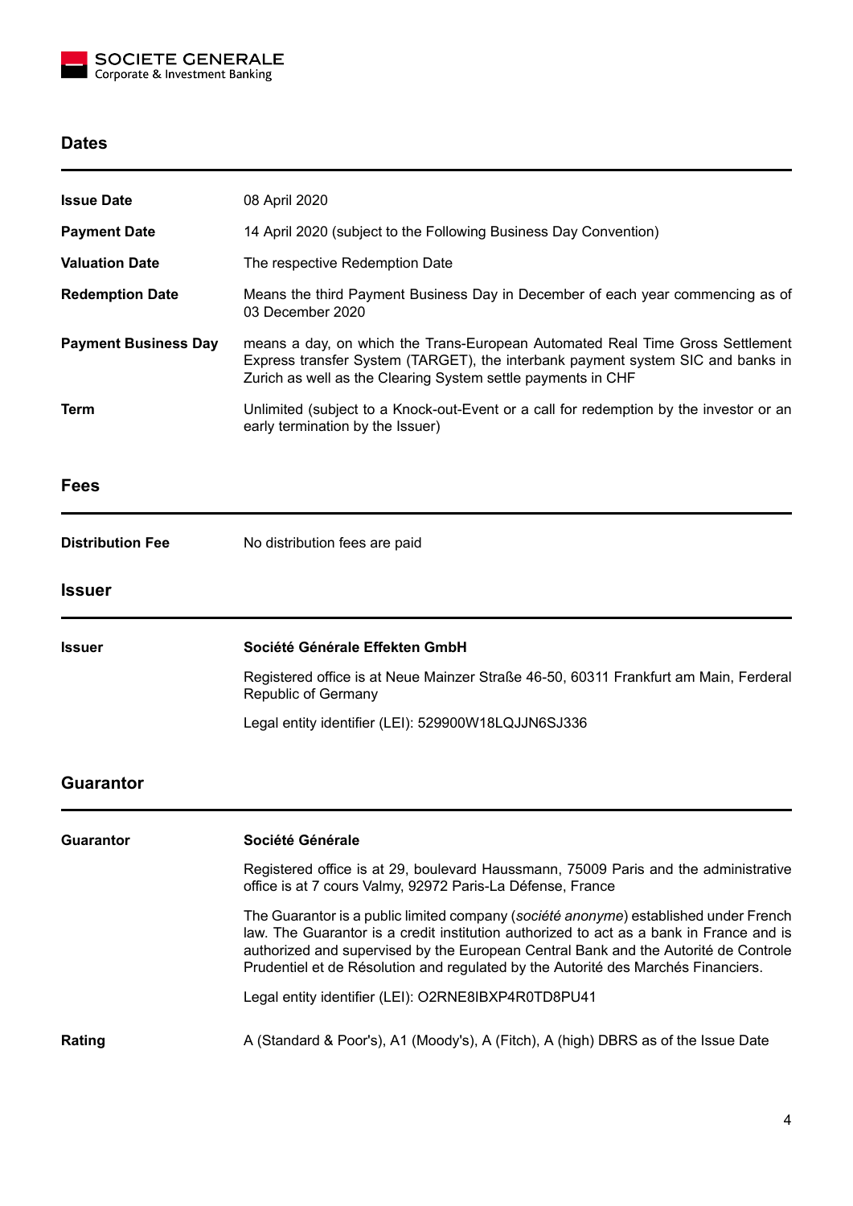## Dates

| | |
|---|---|
| **Issue Date** | 08 April 2020 |
| **Payment Date** | 14 April 2020 (subject to the Following Business Day Convention) |
| **Valuation Date** | The respective Redemption Date |
| **Redemption Date** | Means the third Payment Business Day in December of each year commencing as of 03 December 2020 |
| **Payment Business Day** | means a day, on which the Trans-European Automated Real Time Gross Settlement Express transfer System (TARGET), the interbank payment system SIC and banks in Zurich as well as the Clearing System settle payments in CHF |
| **Term** | Unlimited (subject to a Knock-out-Event or a call for redemption by the investor or an early termination by the Issuer) |

## Fees

| | |
|---|---|
| **Distribution Fee** | No distribution fees are paid |

## Issuer

| | |
|---|---|
| **Issuer** | **Société Générale Effekten GmbH**<br><br>Registered office is at Neue Mainzer Straße 46-50, 60311 Frankfurt am Main, Ferderal Republic of Germany<br><br>Legal entity identifier (LEI): 529900W18LQJJN6SJ336 |

## Guarantor

| | |
|---|---|
| **Guarantor** | **Société Générale**<br><br>Registered office is at 29, boulevard Haussmann, 75009 Paris and the administrative office is at 7 cours Valmy, 92972 Paris-La Défense, France<br><br>The Guarantor is a public limited company (*société anonyme*) established under French law. The Guarantor is a credit institution authorized to act as a bank in France and is authorized and supervised by the European Central Bank and the Autorité de Controle Prudentiel et de Résolution and regulated by the Autorité des Marchés Financiers.<br><br>Legal entity identifier (LEI): O2RNE8IBXP4R0TD8PU41 |
| **Rating** | A (Standard & Poor's), A1 (Moody's), A (Fitch), A (high) DBRS as of the Issue Date |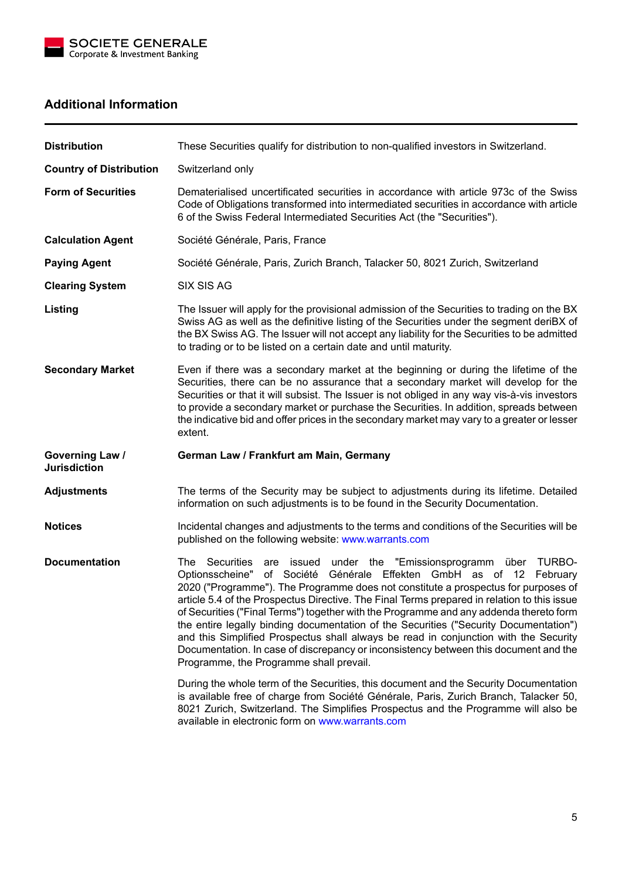## Additional Information

| | |
|---|---|
| **Distribution** | These Securities qualify for distribution to non-qualified investors in Switzerland. |
| **Country of Distribution** | Switzerland only |
| **Form of Securities** | Dematerialised uncertificated securities in accordance with article 973c of the Swiss Code of Obligations transformed into intermediated securities in accordance with article 6 of the Swiss Federal Intermediated Securities Act (the "Securities"). |
| **Calculation Agent** | Société Générale, Paris, France |
| **Paying Agent** | Société Générale, Paris, Zurich Branch, Talacker 50, 8021 Zurich, Switzerland |
| **Clearing System** | SIX SIS AG |
| **Listing** | The Issuer will apply for the provisional admission of the Securities to trading on the BX Swiss AG as well as the definitive listing of the Securities under the segment deriBX of the BX Swiss AG. The Issuer will not accept any liability for the Securities to be admitted to trading or to be listed on a certain date and until maturity. |
| **Secondary Market** | Even if there was a secondary market at the beginning or during the lifetime of the Securities, there can be no assurance that a secondary market will develop for the Securities or that it will subsist. The Issuer is not obliged in any way vis-à-vis investors to provide a secondary market or purchase the Securities. In addition, spreads between the indicative bid and offer prices in the secondary market may vary to a greater or lesser extent. |
| **Governing Law / Jurisdiction** | **German Law / Frankfurt am Main, Germany** |
| **Adjustments** | The terms of the Security may be subject to adjustments during its lifetime. Detailed information on such adjustments is to be found in the Security Documentation. |
| **Notices** | Incidental changes and adjustments to the terms and conditions of the Securities will be published on the following website: www.warrants.com |
| **Documentation** | The Securities are issued under the "Emissionsprogramm über TURBO-Optionsscheine" of Société Générale Effekten GmbH as of 12 February 2020 ("Programme"). The Programme does not constitute a prospectus for purposes of article 5.4 of the Prospectus Directive. The Final Terms prepared in relation to this issue of Securities ("Final Terms") together with the Programme and any addenda thereto form the entire legally binding documentation of the Securities ("Security Documentation") and this Simplified Prospectus shall always be read in conjunction with the Security Documentation. In case of discrepancy or inconsistency between this document and the Programme, the Programme shall prevail.<br><br>During the whole term of the Securities, this document and the Security Documentation is available free of charge from Société Générale, Paris, Zurich Branch, Talacker 50, 8021 Zurich, Switzerland. The Simplifies Prospectus and the Programme will also be available in electronic form on www.warrants.com |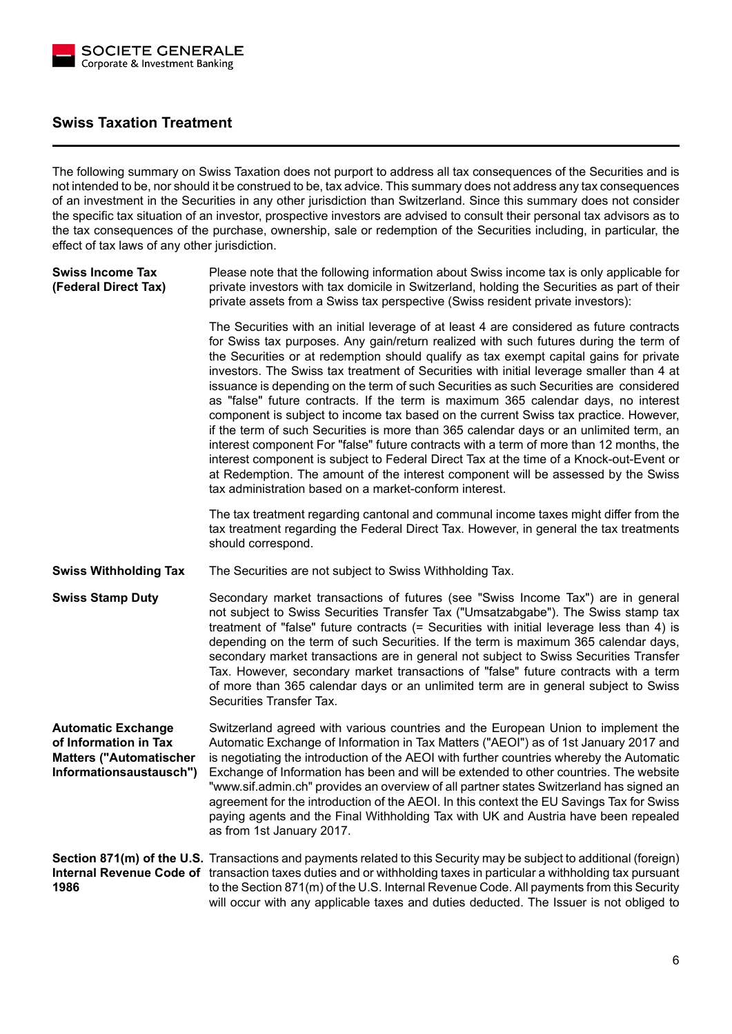## Swiss Taxation Treatment

The following summary on Swiss Taxation does not purport to address all tax consequences of the Securities and is not intended to be, nor should it be construed to be, tax advice. This summary does not address any tax consequences of an investment in the Securities in any other jurisdiction than Switzerland. Since this summary does not consider the specific tax situation of an investor, prospective investors are advised to consult their personal tax advisors as to the tax consequences of the purchase, ownership, sale or redemption of the Securities including, in particular, the effect of tax laws of any other jurisdiction.

**Swiss Income Tax (Federal Direct Tax)**

Please note that the following information about Swiss income tax is only applicable for private investors with tax domicile in Switzerland, holding the Securities as part of their private assets from a Swiss tax perspective (Swiss resident private investors):

The Securities with an initial leverage of at least 4 are considered as future contracts for Swiss tax purposes. Any gain/return realized with such futures during the term of the Securities or at redemption should qualify as tax exempt capital gains for private investors. The Swiss tax treatment of Securities with initial leverage smaller than 4 at issuance is depending on the term of such Securities as such Securities are considered as "false" future contracts. If the term is maximum 365 calendar days, no interest component is subject to income tax based on the current Swiss tax practice. However, if the term of such Securities is more than 365 calendar days or an unlimited term, an interest component For "false" future contracts with a term of more than 12 months, the interest component is subject to Federal Direct Tax at the time of a Knock-out-Event or at Redemption. The amount of the interest component will be assessed by the Swiss tax administration based on a market-conform interest.

The tax treatment regarding cantonal and communal income taxes might differ from the tax treatment regarding the Federal Direct Tax. However, in general the tax treatments should correspond.

**Swiss Withholding Tax**

The Securities are not subject to Swiss Withholding Tax.

**Swiss Stamp Duty**

Secondary market transactions of futures (see "Swiss Income Tax") are in general not subject to Swiss Securities Transfer Tax ("Umsatzabgabe"). The Swiss stamp tax treatment of "false" future contracts (= Securities with initial leverage less than 4) is depending on the term of such Securities. If the term is maximum 365 calendar days, secondary market transactions are in general not subject to Swiss Securities Transfer Tax. However, secondary market transactions of "false" future contracts with a term of more than 365 calendar days or an unlimited term are in general subject to Swiss Securities Transfer Tax.

**Automatic Exchange of Information in Tax Matters ("Automatischer Informationsaustausch")**

Switzerland agreed with various countries and the European Union to implement the Automatic Exchange of Information in Tax Matters ("AEOI") as of 1st January 2017 and is negotiating the introduction of the AEOI with further countries whereby the Automatic Exchange of Information has been and will be extended to other countries. The website "www.sif.admin.ch" provides an overview of all partner states Switzerland has signed an agreement for the introduction of the AEOI. In this context the EU Savings Tax for Swiss paying agents and the Final Withholding Tax with UK and Austria have been repealed as from 1st January 2017.

**Section 871(m) of the U.S. Internal Revenue Code of 1986**

Transactions and payments related to this Security may be subject to additional (foreign) transaction taxes duties and or withholding taxes in particular a withholding tax pursuant to the Section 871(m) of the U.S. Internal Revenue Code. All payments from this Security will occur with any applicable taxes and duties deducted. The Issuer is not obliged to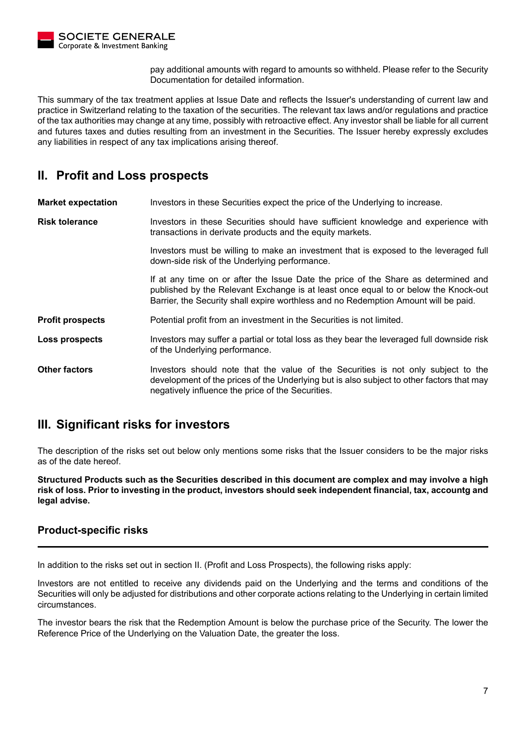pay additional amounts with regard to amounts so withheld. Please refer to the Security Documentation for detailed information.

This summary of the tax treatment applies at Issue Date and reflects the Issuer's understanding of current law and practice in Switzerland relating to the taxation of the securities. The relevant tax laws and/or regulations and practice of the tax authorities may change at any time, possibly with retroactive effect. Any investor shall be liable for all current and futures taxes and duties resulting from an investment in the Securities. The Issuer hereby expressly excludes any liabilities in respect of any tax implications arising thereof.

## II. Profit and Loss prospects

| | |
|---|---|
| **Market expectation** | Investors in these Securities expect the price of the Underlying to increase. |
| **Risk tolerance** | Investors in these Securities should have sufficient knowledge and experience with transactions in derivate products and the equity markets.<br><br>Investors must be willing to make an investment that is exposed to the leveraged full down-side risk of the Underlying performance.<br><br>If at any time on or after the Issue Date the price of the Share as determined and published by the Relevant Exchange is at least once equal to or below the Knock-out Barrier, the Security shall expire worthless and no Redemption Amount will be paid. |
| **Profit prospects** | Potential profit from an investment in the Securities is not limited. |
| **Loss prospects** | Investors may suffer a partial or total loss as they bear the leveraged full downside risk of the Underlying performance. |
| **Other factors** | Investors should note that the value of the Securities is not only subject to the development of the prices of the Underlying but is also subject to other factors that may negatively influence the price of the Securities. |

## III. Significant risks for investors

The description of the risks set out below only mentions some risks that the Issuer considers to be the major risks as of the date hereof.

**Structured Products such as the Securities described in this document are complex and may involve a high risk of loss. Prior to investing in the product, investors should seek independent financial, tax, accountg and legal advise.**

### Product-specific risks

In addition to the risks set out in section II. (Profit and Loss Prospects), the following risks apply:

Investors are not entitled to receive any dividends paid on the Underlying and the terms and conditions of the Securities will only be adjusted for distributions and other corporate actions relating to the Underlying in certain limited circumstances.

The investor bears the risk that the Redemption Amount is below the purchase price of the Security. The lower the Reference Price of the Underlying on the Valuation Date, the greater the loss.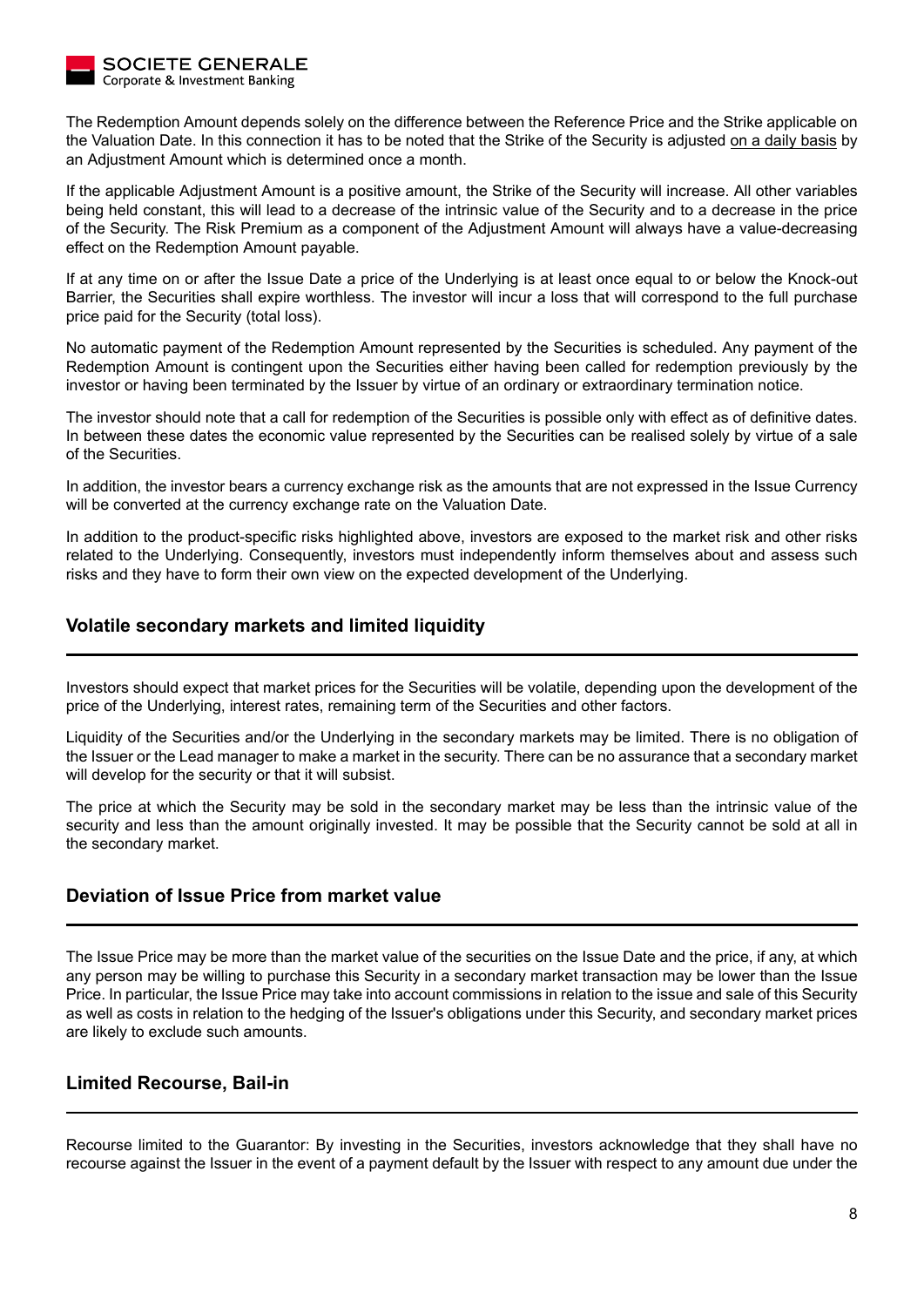The Redemption Amount depends solely on the difference between the Reference Price and the Strike applicable on the Valuation Date. In this connection it has to be noted that the Strike of the Security is adjusted <u>on a daily basis</u> by an Adjustment Amount which is determined once a month.

If the applicable Adjustment Amount is a positive amount, the Strike of the Security will increase. All other variables being held constant, this will lead to a decrease of the intrinsic value of the Security and to a decrease in the price of the Security. The Risk Premium as a component of the Adjustment Amount will always have a value-decreasing effect on the Redemption Amount payable.

If at any time on or after the Issue Date a price of the Underlying is at least once equal to or below the Knock-out Barrier, the Securities shall expire worthless. The investor will incur a loss that will correspond to the full purchase price paid for the Security (total loss).

No automatic payment of the Redemption Amount represented by the Securities is scheduled. Any payment of the Redemption Amount is contingent upon the Securities either having been called for redemption previously by the investor or having been terminated by the Issuer by virtue of an ordinary or extraordinary termination notice.

The investor should note that a call for redemption of the Securities is possible only with effect as of definitive dates. In between these dates the economic value represented by the Securities can be realised solely by virtue of a sale of the Securities.

In addition, the investor bears a currency exchange risk as the amounts that are not expressed in the Issue Currency will be converted at the currency exchange rate on the Valuation Date.

In addition to the product-specific risks highlighted above, investors are exposed to the market risk and other risks related to the Underlying. Consequently, investors must independently inform themselves about and assess such risks and they have to form their own view on the expected development of the Underlying.

## Volatile secondary markets and limited liquidity

Investors should expect that market prices for the Securities will be volatile, depending upon the development of the price of the Underlying, interest rates, remaining term of the Securities and other factors.

Liquidity of the Securities and/or the Underlying in the secondary markets may be limited. There is no obligation of the Issuer or the Lead manager to make a market in the security. There can be no assurance that a secondary market will develop for the security or that it will subsist.

The price at which the Security may be sold in the secondary market may be less than the intrinsic value of the security and less than the amount originally invested. It may be possible that the Security cannot be sold at all in the secondary market.

## Deviation of Issue Price from market value

The Issue Price may be more than the market value of the securities on the Issue Date and the price, if any, at which any person may be willing to purchase this Security in a secondary market transaction may be lower than the Issue Price. In particular, the Issue Price may take into account commissions in relation to the issue and sale of this Security as well as costs in relation to the hedging of the Issuer's obligations under this Security, and secondary market prices are likely to exclude such amounts.

## Limited Recourse, Bail-in

Recourse limited to the Guarantor: By investing in the Securities, investors acknowledge that they shall have no recourse against the Issuer in the event of a payment default by the Issuer with respect to any amount due under the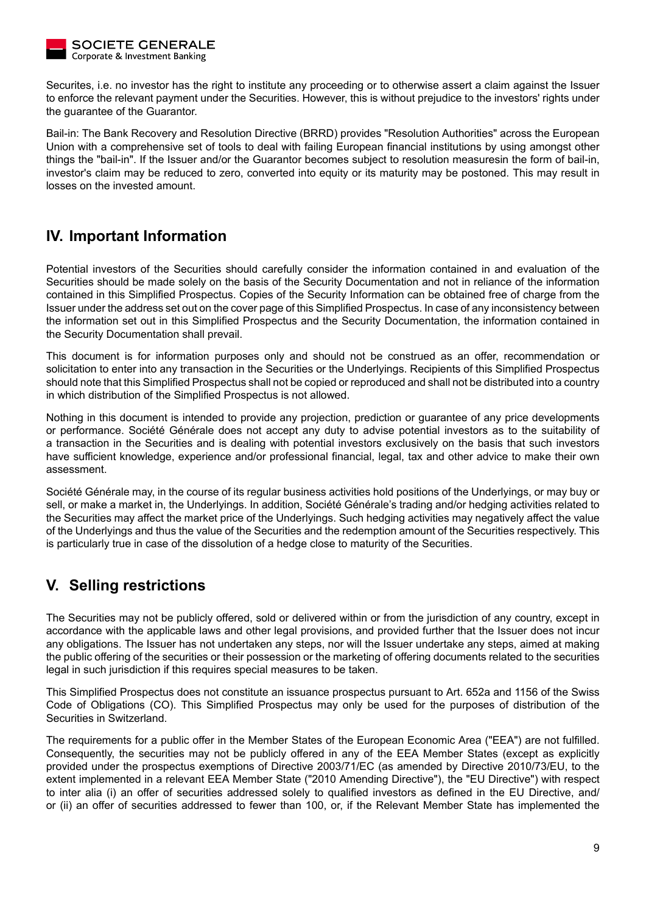Securites, i.e. no investor has the right to institute any proceeding or to otherwise assert a claim against the Issuer to enforce the relevant payment under the Securities. However, this is without prejudice to the investors' rights under the guarantee of the Guarantor.

Bail-in: The Bank Recovery and Resolution Directive (BRRD) provides "Resolution Authorities" across the European Union with a comprehensive set of tools to deal with failing European financial institutions by using amongst other things the "bail-in". If the Issuer and/or the Guarantor becomes subject to resolution measuresin the form of bail-in, investor's claim may be reduced to zero, converted into equity or its maturity may be postoned. This may result in losses on the invested amount.

## IV. Important Information

Potential investors of the Securities should carefully consider the information contained in and evaluation of the Securities should be made solely on the basis of the Security Documentation and not in reliance of the information contained in this Simplified Prospectus. Copies of the Security Information can be obtained free of charge from the Issuer under the address set out on the cover page of this Simplified Prospectus. In case of any inconsistency between the information set out in this Simplified Prospectus and the Security Documentation, the information contained in the Security Documentation shall prevail.

This document is for information purposes only and should not be construed as an offer, recommendation or solicitation to enter into any transaction in the Securities or the Underlyings. Recipients of this Simplified Prospectus should note that this Simplified Prospectus shall not be copied or reproduced and shall not be distributed into a country in which distribution of the Simplified Prospectus is not allowed.

Nothing in this document is intended to provide any projection, prediction or guarantee of any price developments or performance. Société Générale does not accept any duty to advise potential investors as to the suitability of a transaction in the Securities and is dealing with potential investors exclusively on the basis that such investors have sufficient knowledge, experience and/or professional financial, legal, tax and other advice to make their own assessment.

Société Générale may, in the course of its regular business activities hold positions of the Underlyings, or may buy or sell, or make a market in, the Underlyings. In addition, Société Générale's trading and/or hedging activities related to the Securities may affect the market price of the Underlyings. Such hedging activities may negatively affect the value of the Underlyings and thus the value of the Securities and the redemption amount of the Securities respectively. This is particularly true in case of the dissolution of a hedge close to maturity of the Securities.

## V. Selling restrictions

The Securities may not be publicly offered, sold or delivered within or from the jurisdiction of any country, except in accordance with the applicable laws and other legal provisions, and provided further that the Issuer does not incur any obligations. The Issuer has not undertaken any steps, nor will the Issuer undertake any steps, aimed at making the public offering of the securities or their possession or the marketing of offering documents related to the securities legal in such jurisdiction if this requires special measures to be taken.

This Simplified Prospectus does not constitute an issuance prospectus pursuant to Art. 652a and 1156 of the Swiss Code of Obligations (CO). This Simplified Prospectus may only be used for the purposes of distribution of the Securities in Switzerland.

The requirements for a public offer in the Member States of the European Economic Area ("EEA") are not fulfilled. Consequently, the securities may not be publicly offered in any of the EEA Member States (except as explicitly provided under the prospectus exemptions of Directive 2003/71/EC (as amended by Directive 2010/73/EU, to the extent implemented in a relevant EEA Member State ("2010 Amending Directive"), the "EU Directive") with respect to inter alia (i) an offer of securities addressed solely to qualified investors as defined in the EU Directive, and/or (ii) an offer of securities addressed to fewer than 100, or, if the Relevant Member State has implemented the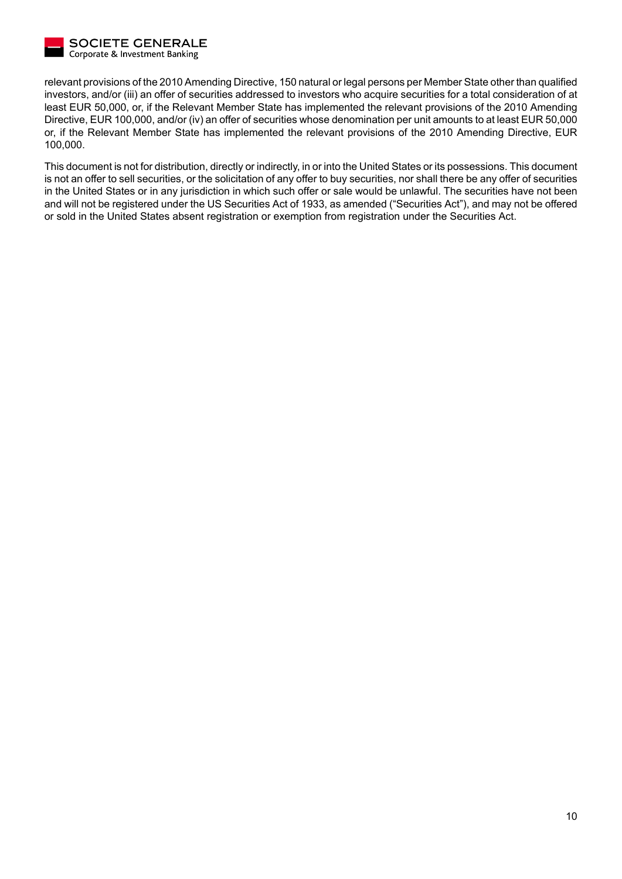relevant provisions of the 2010 Amending Directive, 150 natural or legal persons per Member State other than qualified investors, and/or (iii) an offer of securities addressed to investors who acquire securities for a total consideration of at least EUR 50,000, or, if the Relevant Member State has implemented the relevant provisions of the 2010 Amending Directive, EUR 100,000, and/or (iv) an offer of securities whose denomination per unit amounts to at least EUR 50,000 or, if the Relevant Member State has implemented the relevant provisions of the 2010 Amending Directive, EUR 100,000.

This document is not for distribution, directly or indirectly, in or into the United States or its possessions. This document is not an offer to sell securities, or the solicitation of any offer to buy securities, nor shall there be any offer of securities in the United States or in any jurisdiction in which such offer or sale would be unlawful. The securities have not been and will not be registered under the US Securities Act of 1933, as amended ("Securities Act"), and may not be offered or sold in the United States absent registration or exemption from registration under the Securities Act.